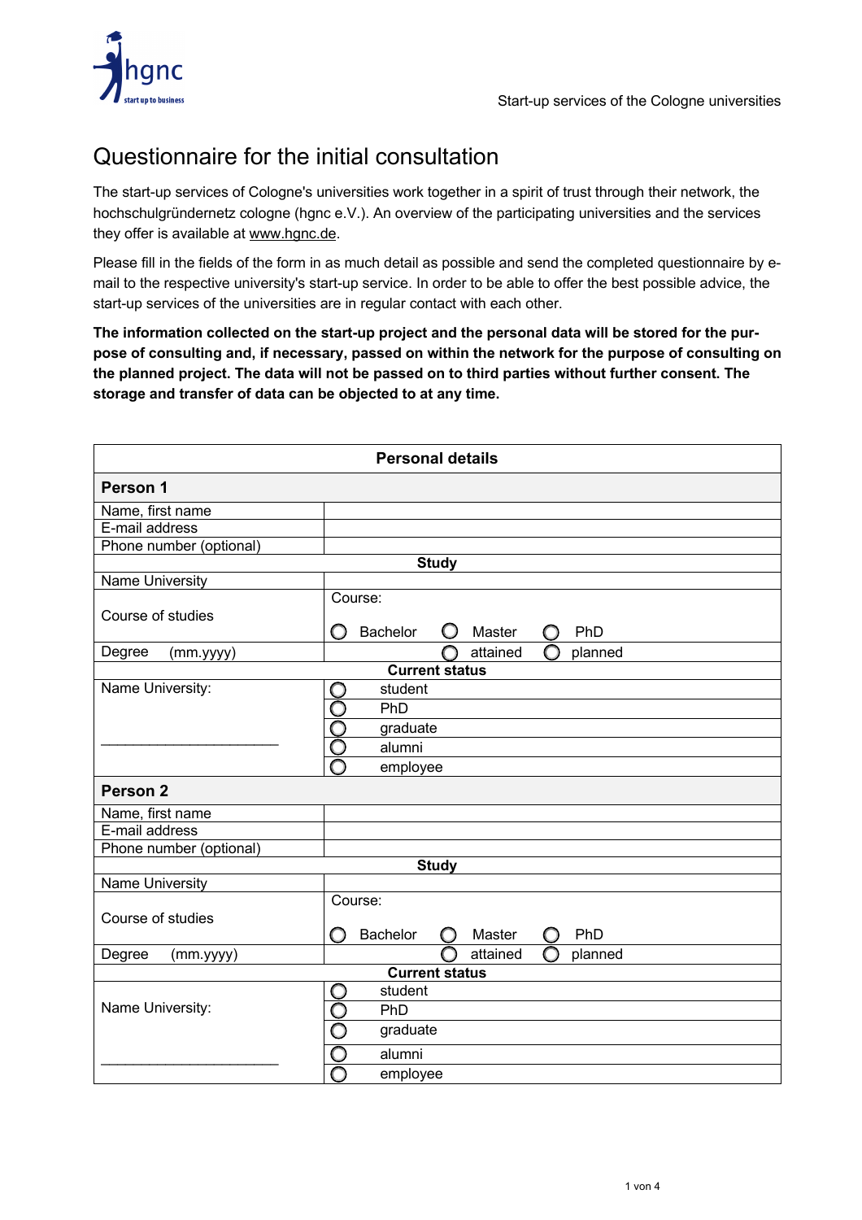Start-up services of the Cologne universities

# Questionnaire for the initial consultation

The start-up services of Cologne's universities work together in a spirit of trust through their network, the hochschulgründernetz cologne (hgnc e.V.). An overview of the participating universities and the services they offer is available at www.hgnc.de.

Please fill in the fields of the form in as much detail as possible and send the completed questionnaire by e-mail to the respective university's start-up service. In order to be able to offer the best possible advice, the start-up services of the universities are in regular contact with each other.

**The information collected on the start-up project and the personal data will be stored for the purpose of consulting and, if necessary, passed on within the network for the purpose of consulting on the planned project. The data will not be passed on to third parties without further consent. The storage and transfer of data can be objected to at any time.**

| **Personal details** | |
|---|---|
| **Person 1** | |
| Name, first name | |
| E-mail address | |
| Phone number (optional) | |
| **Study** | |
| Name University | |
| Course of studies | Course: ◯ Bachelor ◯ Master ◯ PhD |
| Degree (mm.yyyy) | ◯ attained ◯ planned |
| **Current status** | |
| Name University: ______________________ | ◯ student |
| | ◯ PhD |
| | ◯ graduate |
| | ◯ alumni |
| | ◯ employee |
| **Person 2** | |
| Name, first name | |
| E-mail address | |
| Phone number (optional) | |
| **Study** | |
| Name University | |
| Course of studies | Course: ◯ Bachelor ◯ Master ◯ PhD |
| Degree (mm.yyyy) | ◯ attained ◯ planned |
| **Current status** | |
| Name University: ______________________ | ◯ student |
| | ◯ PhD |
| | ◯ graduate |
| | ◯ alumni |
| | ◯ employee |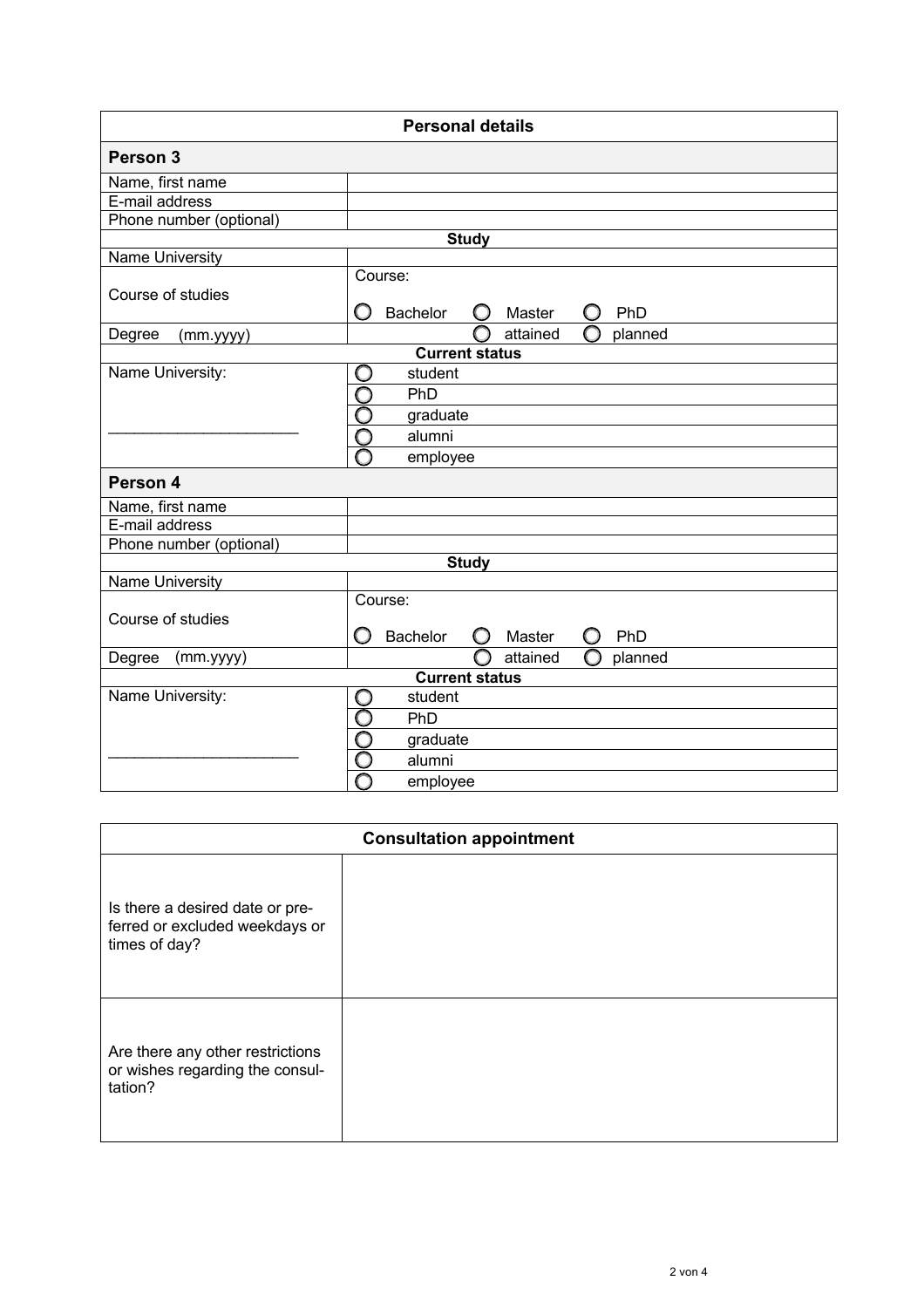| Personal details | |
|---|---|
| **Person 3** | |
| Name, first name | |
| E-mail address | |
| Phone number (optional) | |
| **Study** | |
| Name University | |
| Course of studies | Course:<br>○ Bachelor ○ Master ○ PhD |
| Degree (mm.yyyy) | ○ attained ○ planned |
| **Current status** | |
| Name University:<br>______________________ | ○ student<br>○ PhD<br>○ graduate<br>○ alumni<br>○ employee |
| **Person 4** | |
| Name, first name | |
| E-mail address | |
| Phone number (optional) | |
| **Study** | |
| Name University | |
| Course of studies | Course:<br>○ Bachelor ○ Master ○ PhD |
| Degree (mm.yyyy) | ○ attained ○ planned |
| **Current status** | |
| Name University:<br>______________________ | ○ student<br>○ PhD<br>○ graduate<br>○ alumni<br>○ employee |

| Consultation appointment | |
|---|---|
| Is there a desired date or preferred or excluded weekdays or times of day? | |
| Are there any other restrictions or wishes regarding the consultation? | |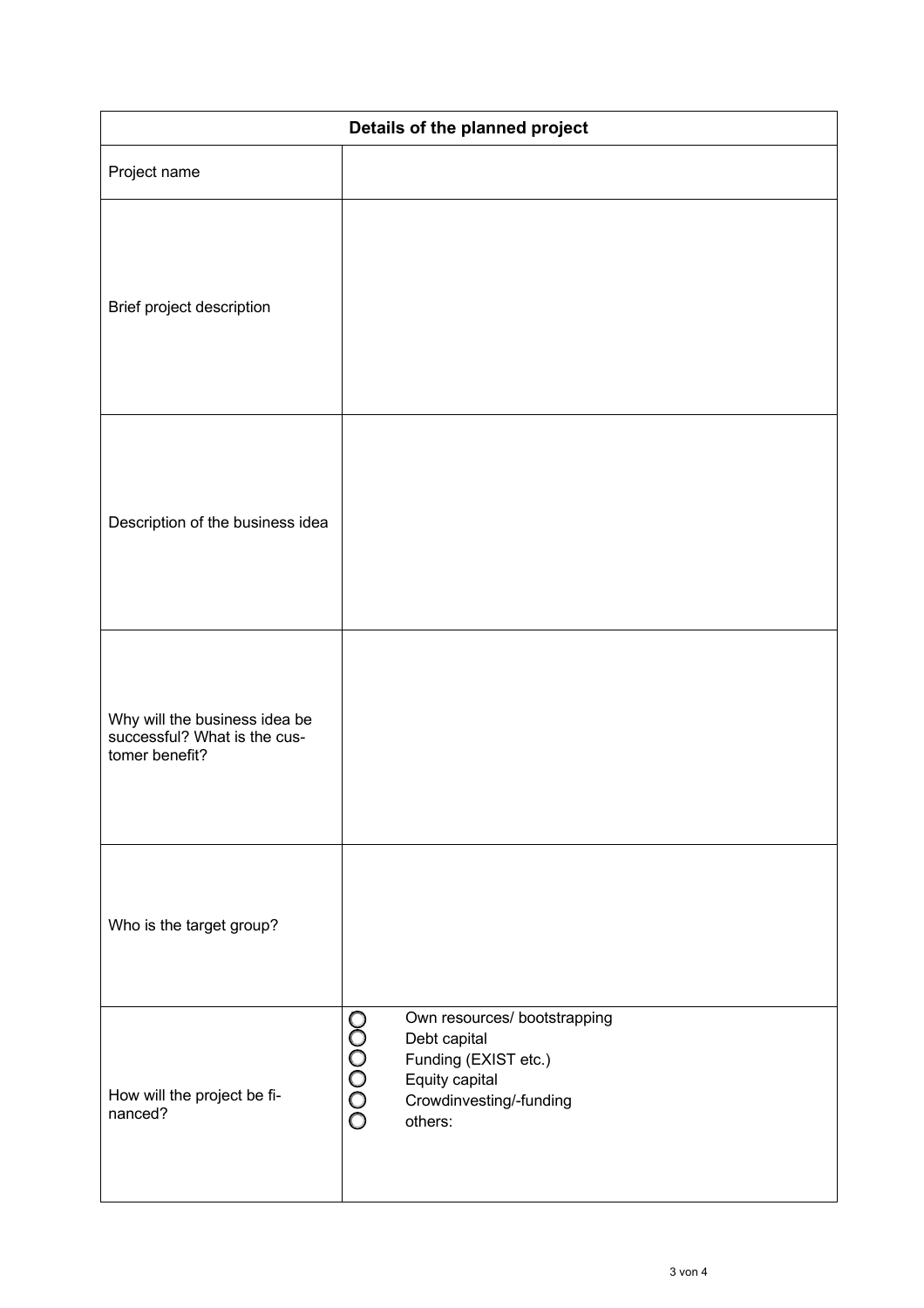| Details of the planned project | |
|---|---|
| Project name | |
| Brief project description | |
| Description of the business idea | |
| Why will the business idea be successful? What is the customer benefit? | |
| Who is the target group? | |
| How will the project be financed? | ○ Own resources/ bootstrapping<br>○ Debt capital<br>○ Funding (EXIST etc.)<br>○ Equity capital<br>○ Crowdinvesting/-funding<br>○ others: |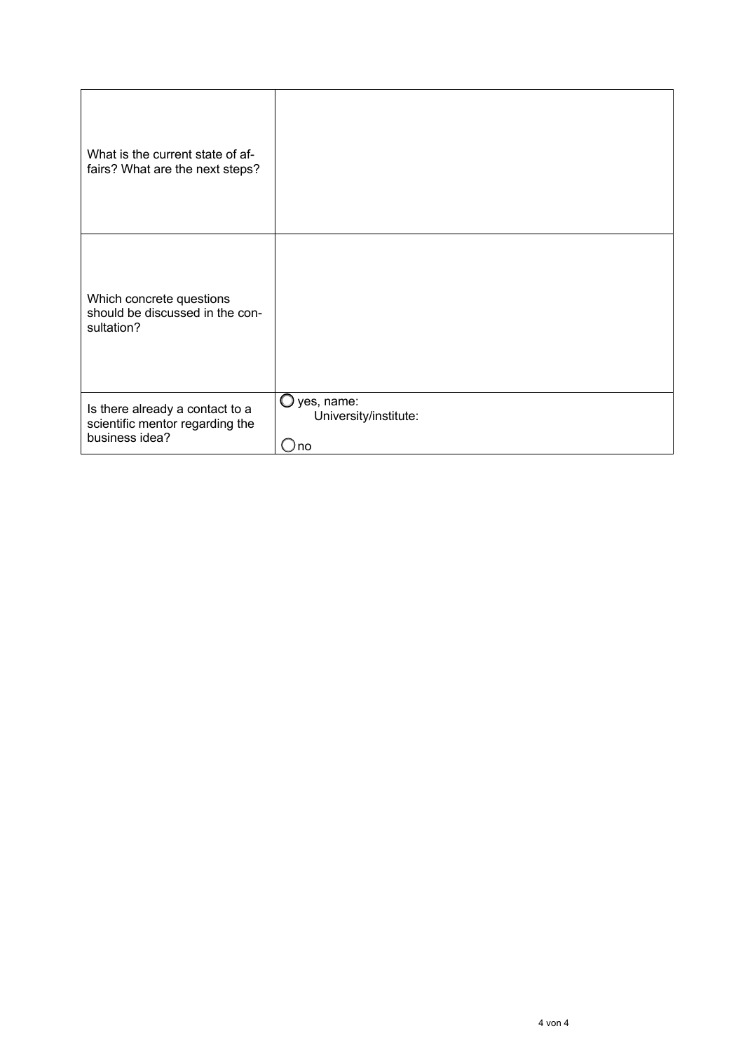| | |
|---|---|
| What is the current state of affairs? What are the next steps? | |
| Which concrete questions should be discussed in the consultation? | |
| Is there already a contact to a scientific mentor regarding the business idea? | ◯ yes, name:<br>University/institute:<br>◯ no |